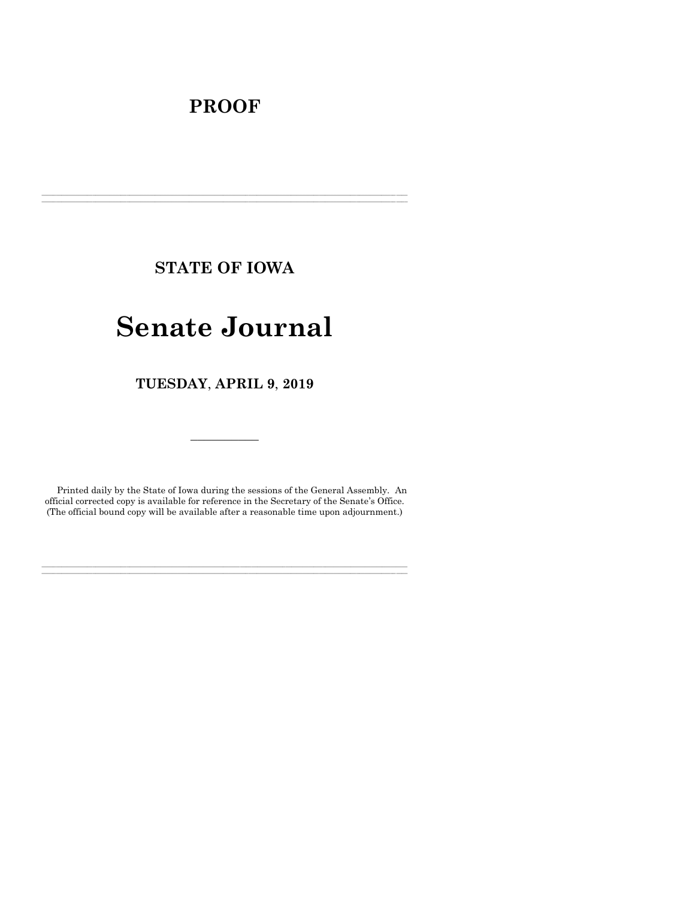# PROOF

---

## STATE OF IOWA

# Senate Journal

## TUESDAY, APRIL 9, 2019

---

Printed daily by the State of Iowa during the sessions of the General Assembly. An official corrected copy is available for reference in the Secretary of the Senate's Office. (The official bound copy will be available after a reasonable time upon adjournment.)

---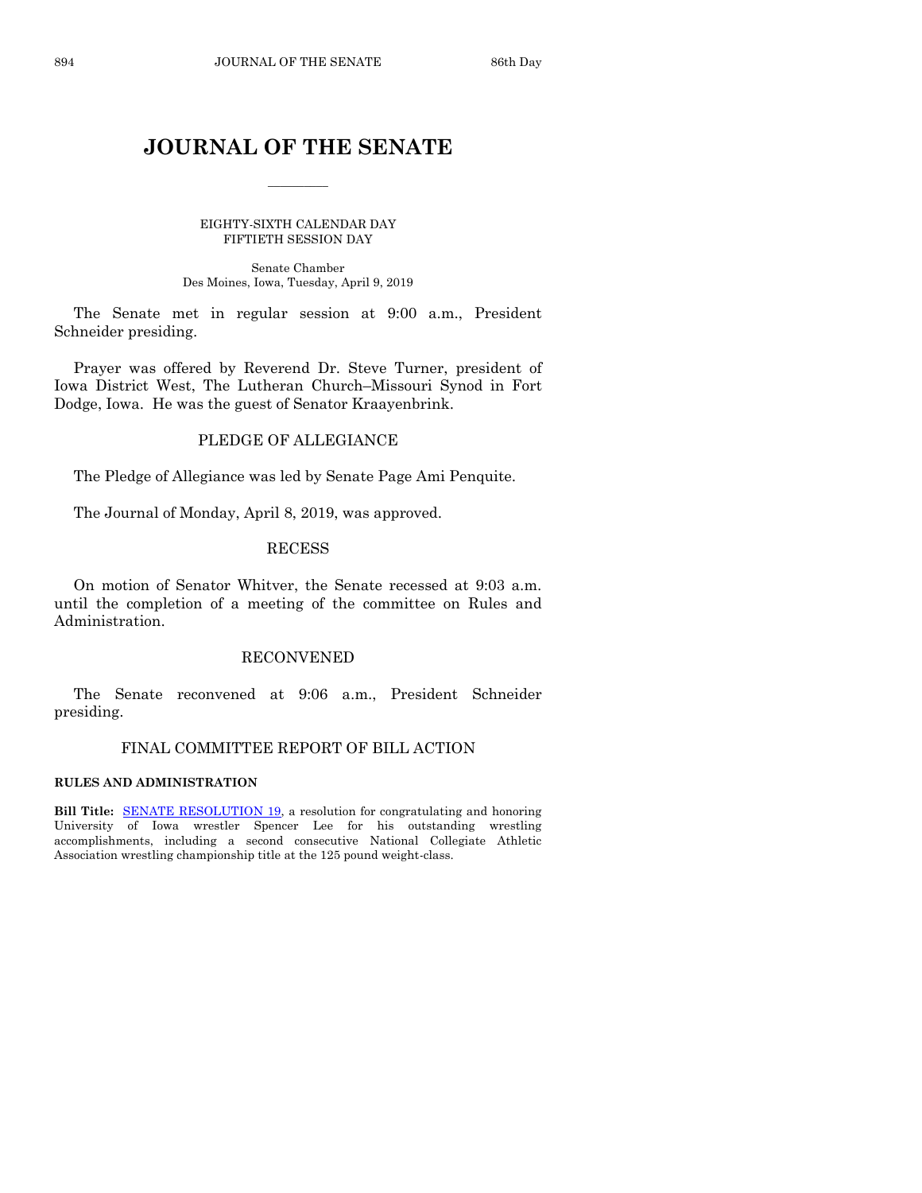# JOURNAL OF THE SENATE

EIGHTY-SIXTH CALENDAR DAY
FIFTIETH SESSION DAY

Senate Chamber
Des Moines, Iowa, Tuesday, April 9, 2019

The Senate met in regular session at 9:00 a.m., President Schneider presiding.

Prayer was offered by Reverend Dr. Steve Turner, president of Iowa District West, The Lutheran Church–Missouri Synod in Fort Dodge, Iowa. He was the guest of Senator Kraayenbrink.

## PLEDGE OF ALLEGIANCE

The Pledge of Allegiance was led by Senate Page Ami Penquite.

The Journal of Monday, April 8, 2019, was approved.

## RECESS

On motion of Senator Whitver, the Senate recessed at 9:03 a.m. until the completion of a meeting of the committee on Rules and Administration.

## RECONVENED

The Senate reconvened at 9:06 a.m., President Schneider presiding.

## FINAL COMMITTEE REPORT OF BILL ACTION

**RULES AND ADMINISTRATION**

**Bill Title:** SENATE RESOLUTION 19, a resolution for congratulating and honoring University of Iowa wrestler Spencer Lee for his outstanding wrestling accomplishments, including a second consecutive National Collegiate Athletic Association wrestling championship title at the 125 pound weight-class.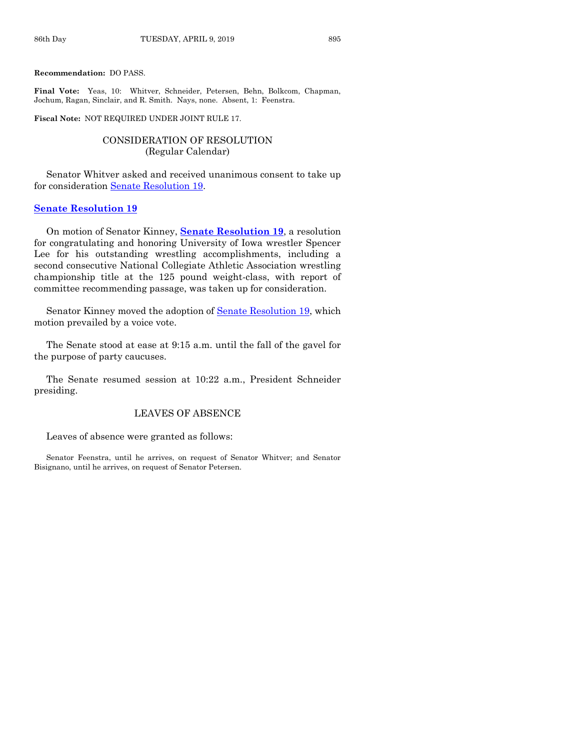**Recommendation:** DO PASS.

**Final Vote:** Yeas, 10: Whitver, Schneider, Petersen, Behn, Bolkcom, Chapman, Jochum, Ragan, Sinclair, and R. Smith. Nays, none. Absent, 1: Feenstra.

**Fiscal Note:** NOT REQUIRED UNDER JOINT RULE 17.

## CONSIDERATION OF RESOLUTION
(Regular Calendar)

Senator Whitver asked and received unanimous consent to take up for consideration Senate Resolution 19.

### Senate Resolution 19

On motion of Senator Kinney, **Senate Resolution 19**, a resolution for congratulating and honoring University of Iowa wrestler Spencer Lee for his outstanding wrestling accomplishments, including a second consecutive National Collegiate Athletic Association wrestling championship title at the 125 pound weight-class, with report of committee recommending passage, was taken up for consideration.

Senator Kinney moved the adoption of Senate Resolution 19, which motion prevailed by a voice vote.

The Senate stood at ease at 9:15 a.m. until the fall of the gavel for the purpose of party caucuses.

The Senate resumed session at 10:22 a.m., President Schneider presiding.

## LEAVES OF ABSENCE

Leaves of absence were granted as follows:

Senator Feenstra, until he arrives, on request of Senator Whitver; and Senator Bisignano, until he arrives, on request of Senator Petersen.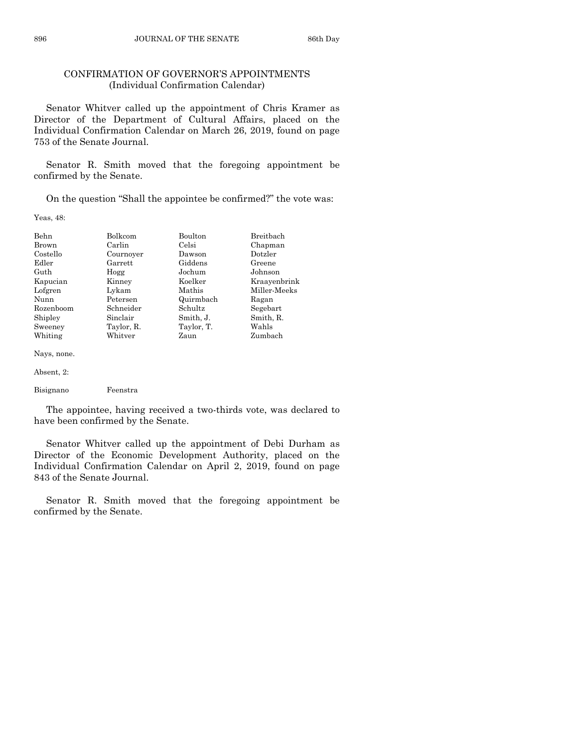## CONFIRMATION OF GOVERNOR'S APPOINTMENTS
(Individual Confirmation Calendar)

Senator Whitver called up the appointment of Chris Kramer as Director of the Department of Cultural Affairs, placed on the Individual Confirmation Calendar on March 26, 2019, found on page 753 of the Senate Journal.

Senator R. Smith moved that the foregoing appointment be confirmed by the Senate.

On the question "Shall the appointee be confirmed?" the vote was:

Yeas, 48:

| | | | |
|---|---|---|---|
| Behn | Bolkcom | Boulton | Breitbach |
| Brown | Carlin | Celsi | Chapman |
| Costello | Cournoyer | Dawson | Dotzler |
| Edler | Garrett | Giddens | Greene |
| Guth | Hogg | Jochum | Johnson |
| Kapucian | Kinney | Koelker | Kraayenbrink |
| Lofgren | Lykam | Mathis | Miller-Meeks |
| Nunn | Petersen | Quirmbach | Ragan |
| Rozenboom | Schneider | Schultz | Segebart |
| Shipley | Sinclair | Smith, J. | Smith, R. |
| Sweeney | Taylor, R. | Taylor, T. | Wahls |
| Whiting | Whitver | Zaun | Zumbach |

Nays, none.

Absent, 2:

| | |
|---|---|
| Bisignano | Feenstra |

The appointee, having received a two-thirds vote, was declared to have been confirmed by the Senate.

Senator Whitver called up the appointment of Debi Durham as Director of the Economic Development Authority, placed on the Individual Confirmation Calendar on April 2, 2019, found on page 843 of the Senate Journal.

Senator R. Smith moved that the foregoing appointment be confirmed by the Senate.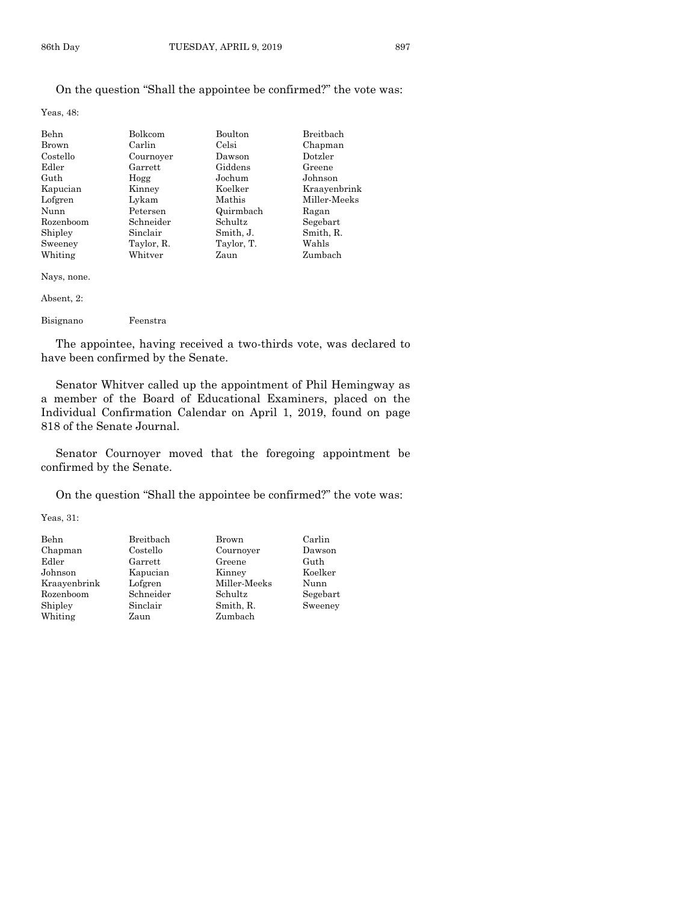On the question "Shall the appointee be confirmed?" the vote was:

Yeas, 48:

| | | | |
|---|---|---|---|
| Behn | Bolkcom | Boulton | Breitbach |
| Brown | Carlin | Celsi | Chapman |
| Costello | Cournoyer | Dawson | Dotzler |
| Edler | Garrett | Giddens | Greene |
| Guth | Hogg | Jochum | Johnson |
| Kapucian | Kinney | Koelker | Kraayenbrink |
| Lofgren | Lykam | Mathis | Miller-Meeks |
| Nunn | Petersen | Quirmbach | Ragan |
| Rozenboom | Schneider | Schultz | Segebart |
| Shipley | Sinclair | Smith, J. | Smith, R. |
| Sweeney | Taylor, R. | Taylor, T. | Wahls |
| Whiting | Whitver | Zaun | Zumbach |

Nays, none.

Absent, 2:

| | |
|---|---|
| Bisignano | Feenstra |

The appointee, having received a two-thirds vote, was declared to have been confirmed by the Senate.

Senator Whitver called up the appointment of Phil Hemingway as a member of the Board of Educational Examiners, placed on the Individual Confirmation Calendar on April 1, 2019, found on page 818 of the Senate Journal.

Senator Cournoyer moved that the foregoing appointment be confirmed by the Senate.

On the question "Shall the appointee be confirmed?" the vote was:

Yeas, 31:

| | | | |
|---|---|---|---|
| Behn | Breitbach | Brown | Carlin |
| Chapman | Costello | Cournoyer | Dawson |
| Edler | Garrett | Greene | Guth |
| Johnson | Kapucian | Kinney | Koelker |
| Kraayenbrink | Lofgren | Miller-Meeks | Nunn |
| Rozenboom | Schneider | Schultz | Segebart |
| Shipley | Sinclair | Smith, R. | Sweeney |
| Whiting | Zaun | Zumbach | |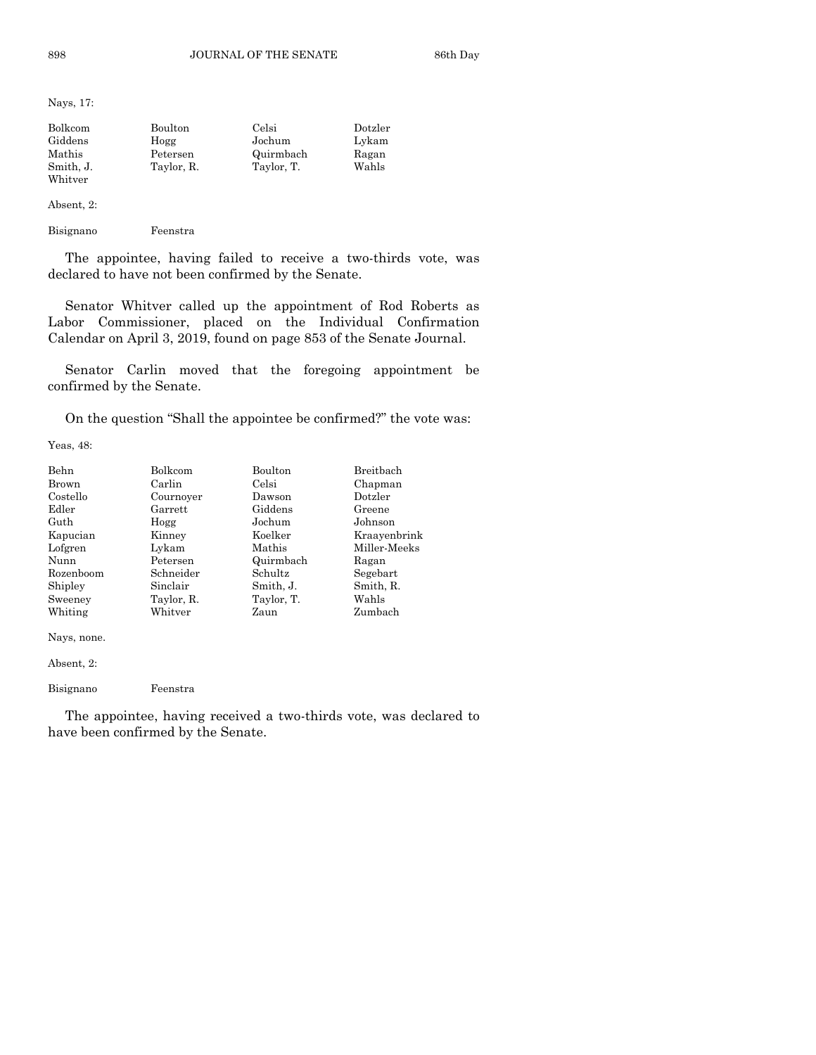Nays, 17:

| | | | |
|---|---|---|---|
| Bolkcom | Boulton | Celsi | Dotzler |
| Giddens | Hogg | Jochum | Lykam |
| Mathis | Petersen | Quirmbach | Ragan |
| Smith, J. | Taylor, R. | Taylor, T. | Wahls |
| Whitver | | | |

Absent, 2:

| | |
|---|---|
| Bisignano | Feenstra |

The appointee, having failed to receive a two-thirds vote, was declared to have not been confirmed by the Senate.

Senator Whitver called up the appointment of Rod Roberts as Labor Commissioner, placed on the Individual Confirmation Calendar on April 3, 2019, found on page 853 of the Senate Journal.

Senator Carlin moved that the foregoing appointment be confirmed by the Senate.

On the question "Shall the appointee be confirmed?" the vote was:

Yeas, 48:

| | | | |
|---|---|---|---|
| Behn | Bolkcom | Boulton | Breitbach |
| Brown | Carlin | Celsi | Chapman |
| Costello | Cournoyer | Dawson | Dotzler |
| Edler | Garrett | Giddens | Greene |
| Guth | Hogg | Jochum | Johnson |
| Kapucian | Kinney | Koelker | Kraayenbrink |
| Lofgren | Lykam | Mathis | Miller-Meeks |
| Nunn | Petersen | Quirmbach | Ragan |
| Rozenboom | Schneider | Schultz | Segebart |
| Shipley | Sinclair | Smith, J. | Smith, R. |
| Sweeney | Taylor, R. | Taylor, T. | Wahls |
| Whiting | Whitver | Zaun | Zumbach |

Nays, none.

Absent, 2:

| | |
|---|---|
| Bisignano | Feenstra |

The appointee, having received a two-thirds vote, was declared to have been confirmed by the Senate.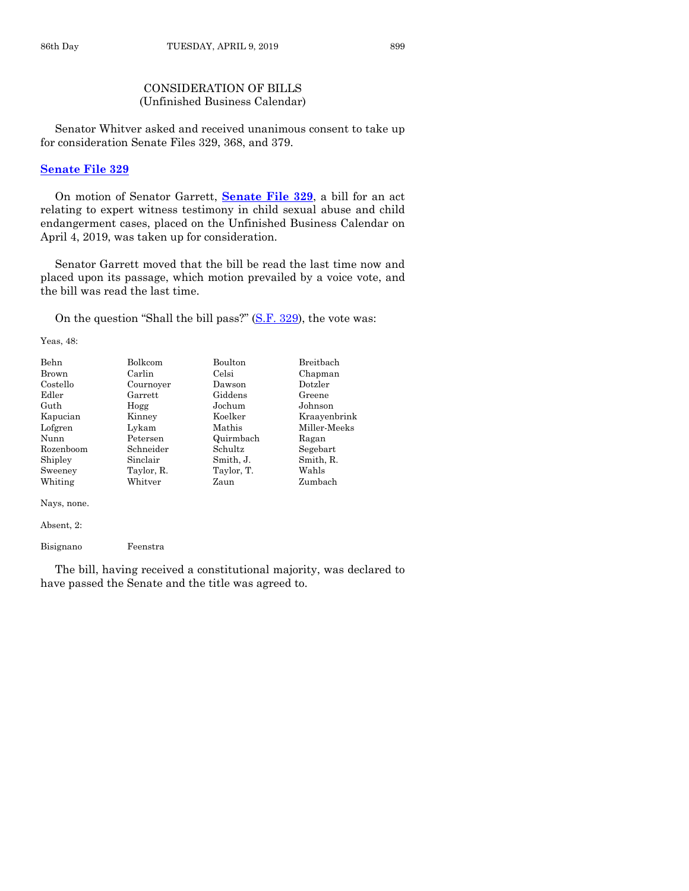## CONSIDERATION OF BILLS
(Unfinished Business Calendar)

Senator Whitver asked and received unanimous consent to take up for consideration Senate Files 329, 368, and 379.

### Senate File 329

On motion of Senator Garrett, **Senate File 329**, a bill for an act relating to expert witness testimony in child sexual abuse and child endangerment cases, placed on the Unfinished Business Calendar on April 4, 2019, was taken up for consideration.

Senator Garrett moved that the bill be read the last time now and placed upon its passage, which motion prevailed by a voice vote, and the bill was read the last time.

On the question "Shall the bill pass?" (S.F. 329), the vote was:

Yeas, 48:

| | | | |
|---|---|---|---|
| Behn | Bolkcom | Boulton | Breitbach |
| Brown | Carlin | Celsi | Chapman |
| Costello | Cournoyer | Dawson | Dotzler |
| Edler | Garrett | Giddens | Greene |
| Guth | Hogg | Jochum | Johnson |
| Kapucian | Kinney | Koelker | Kraayenbrink |
| Lofgren | Lykam | Mathis | Miller-Meeks |
| Nunn | Petersen | Quirmbach | Ragan |
| Rozenboom | Schneider | Schultz | Segebart |
| Shipley | Sinclair | Smith, J. | Smith, R. |
| Sweeney | Taylor, R. | Taylor, T. | Wahls |
| Whiting | Whitver | Zaun | Zumbach |

Nays, none.

Absent, 2:

| | |
|---|---|
| Bisignano | Feenstra |

The bill, having received a constitutional majority, was declared to have passed the Senate and the title was agreed to.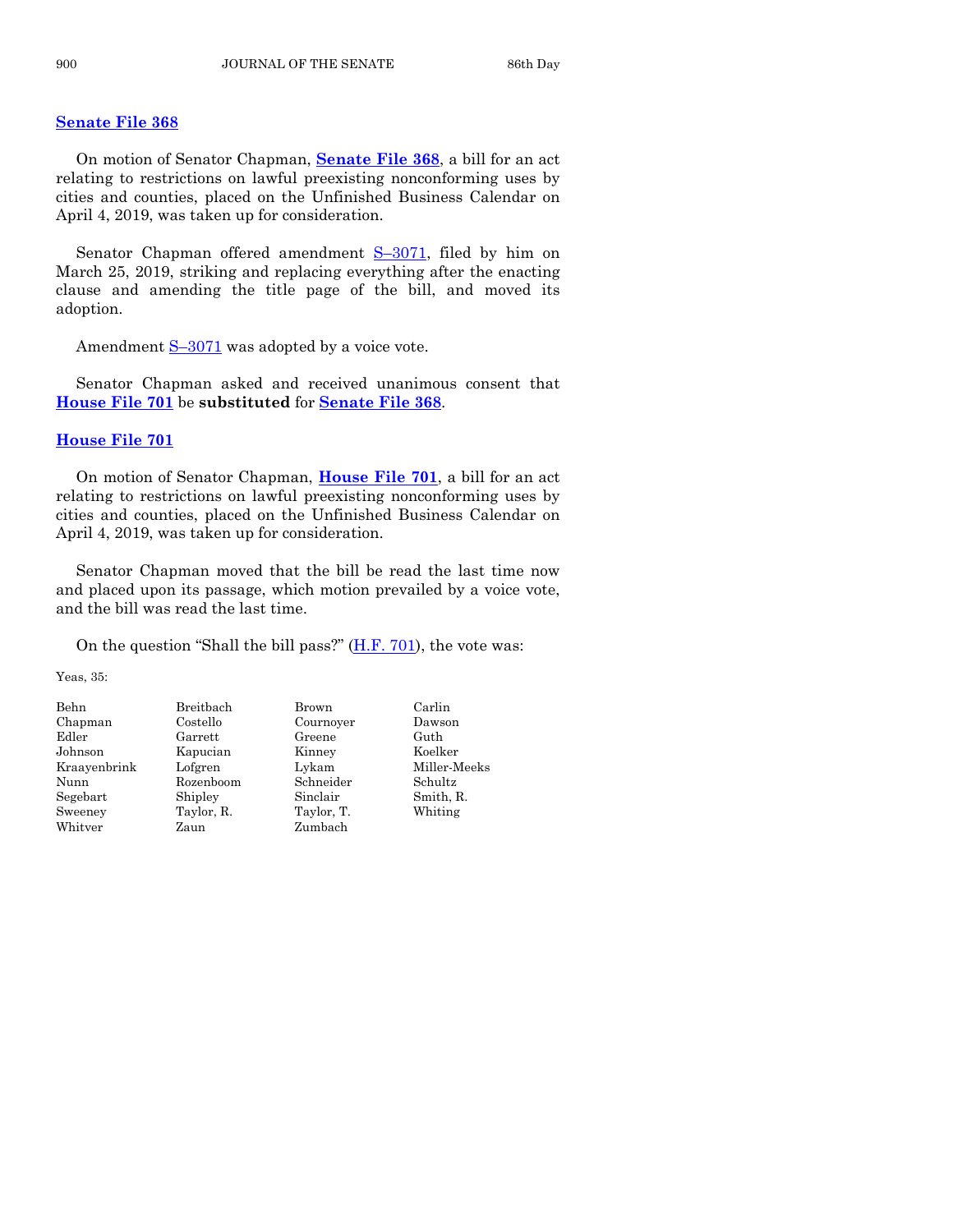**Senate File 368**

On motion of Senator Chapman, **Senate File 368**, a bill for an act relating to restrictions on lawful preexisting nonconforming uses by cities and counties, placed on the Unfinished Business Calendar on April 4, 2019, was taken up for consideration.

Senator Chapman offered amendment S–3071, filed by him on March 25, 2019, striking and replacing everything after the enacting clause and amending the title page of the bill, and moved its adoption.

Amendment S–3071 was adopted by a voice vote.

Senator Chapman asked and received unanimous consent that **House File 701** be **substituted** for **Senate File 368**.

**House File 701**

On motion of Senator Chapman, **House File 701**, a bill for an act relating to restrictions on lawful preexisting nonconforming uses by cities and counties, placed on the Unfinished Business Calendar on April 4, 2019, was taken up for consideration.

Senator Chapman moved that the bill be read the last time now and placed upon its passage, which motion prevailed by a voice vote, and the bill was read the last time.

On the question "Shall the bill pass?" (H.F. 701), the vote was:

Yeas, 35:

| | | | |
|---|---|---|---|
| Behn | Breitbach | Brown | Carlin |
| Chapman | Costello | Cournoyer | Dawson |
| Edler | Garrett | Greene | Guth |
| Johnson | Kapucian | Kinney | Koelker |
| Kraayenbrink | Lofgren | Lykam | Miller-Meeks |
| Nunn | Rozenboom | Schneider | Schultz |
| Segebart | Shipley | Sinclair | Smith, R. |
| Sweeney | Taylor, R. | Taylor, T. | Whiting |
| Whitver | Zaun | Zumbach | |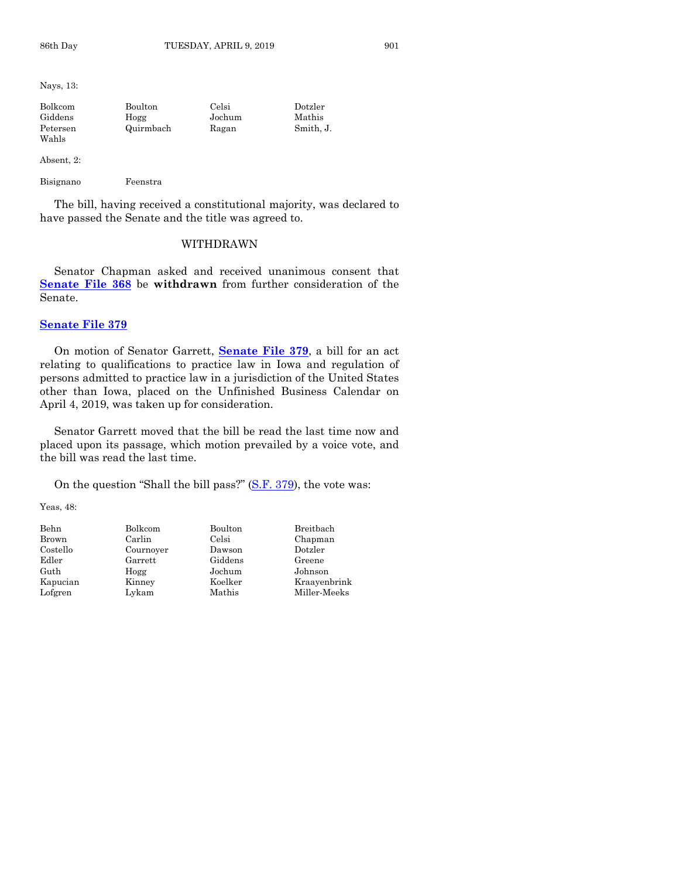Nays, 13:

| | | | |
|---|---|---|---|
| Bolkcom | Boulton | Celsi | Dotzler |
| Giddens | Hogg | Jochum | Mathis |
| Petersen | Quirmbach | Ragan | Smith, J. |
| Wahls | | | |

Absent, 2:

| | |
|---|---|
| Bisignano | Feenstra |

The bill, having received a constitutional majority, was declared to have passed the Senate and the title was agreed to.

## WITHDRAWN

Senator Chapman asked and received unanimous consent that **Senate File 368** be **withdrawn** from further consideration of the Senate.

### Senate File 379

On motion of Senator Garrett, **Senate File 379**, a bill for an act relating to qualifications to practice law in Iowa and regulation of persons admitted to practice law in a jurisdiction of the United States other than Iowa, placed on the Unfinished Business Calendar on April 4, 2019, was taken up for consideration.

Senator Garrett moved that the bill be read the last time now and placed upon its passage, which motion prevailed by a voice vote, and the bill was read the last time.

On the question "Shall the bill pass?" (S.F. 379), the vote was:

Yeas, 48:

| | | | |
|---|---|---|---|
| Behn | Bolkcom | Boulton | Breitbach |
| Brown | Carlin | Celsi | Chapman |
| Costello | Cournoyer | Dawson | Dotzler |
| Edler | Garrett | Giddens | Greene |
| Guth | Hogg | Jochum | Johnson |
| Kapucian | Kinney | Koelker | Kraayenbrink |
| Lofgren | Lykam | Mathis | Miller-Meeks |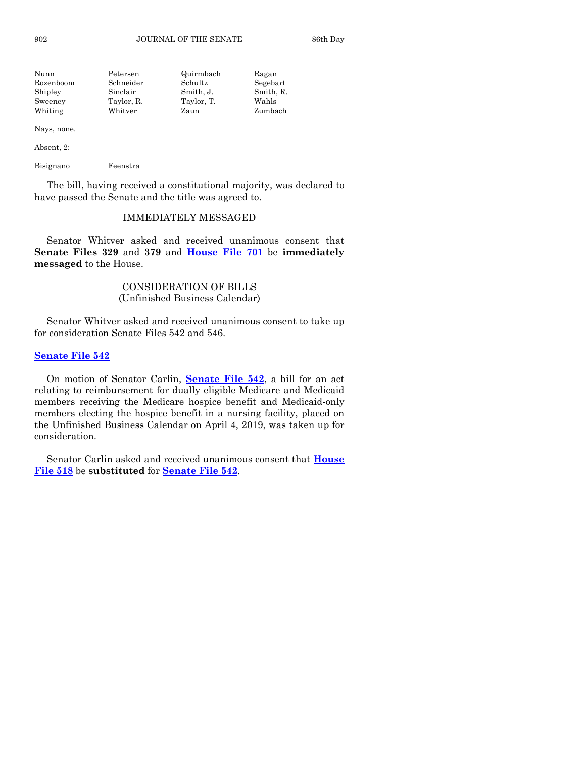| Nunn | Petersen | Quirmbach | Ragan |
|---|---|---|---|
| Rozenboom | Schneider | Schultz | Segebart |
| Shipley | Sinclair | Smith, J. | Smith, R. |
| Sweeney | Taylor, R. | Taylor, T. | Wahls |
| Whiting | Whitver | Zaun | Zumbach |

Nays, none.

Absent, 2:

Bisignano Feenstra

The bill, having received a constitutional majority, was declared to have passed the Senate and the title was agreed to.

## IMMEDIATELY MESSAGED

Senator Whitver asked and received unanimous consent that **Senate Files 329** and **379** and **House File 701** be **immediately messaged** to the House.

## CONSIDERATION OF BILLS
(Unfinished Business Calendar)

Senator Whitver asked and received unanimous consent to take up for consideration Senate Files 542 and 546.

### Senate File 542

On motion of Senator Carlin, **Senate File 542**, a bill for an act relating to reimbursement for dually eligible Medicare and Medicaid members receiving the Medicare hospice benefit and Medicaid-only members electing the hospice benefit in a nursing facility, placed on the Unfinished Business Calendar on April 4, 2019, was taken up for consideration.

Senator Carlin asked and received unanimous consent that **House File 518** be **substituted** for **Senate File 542**.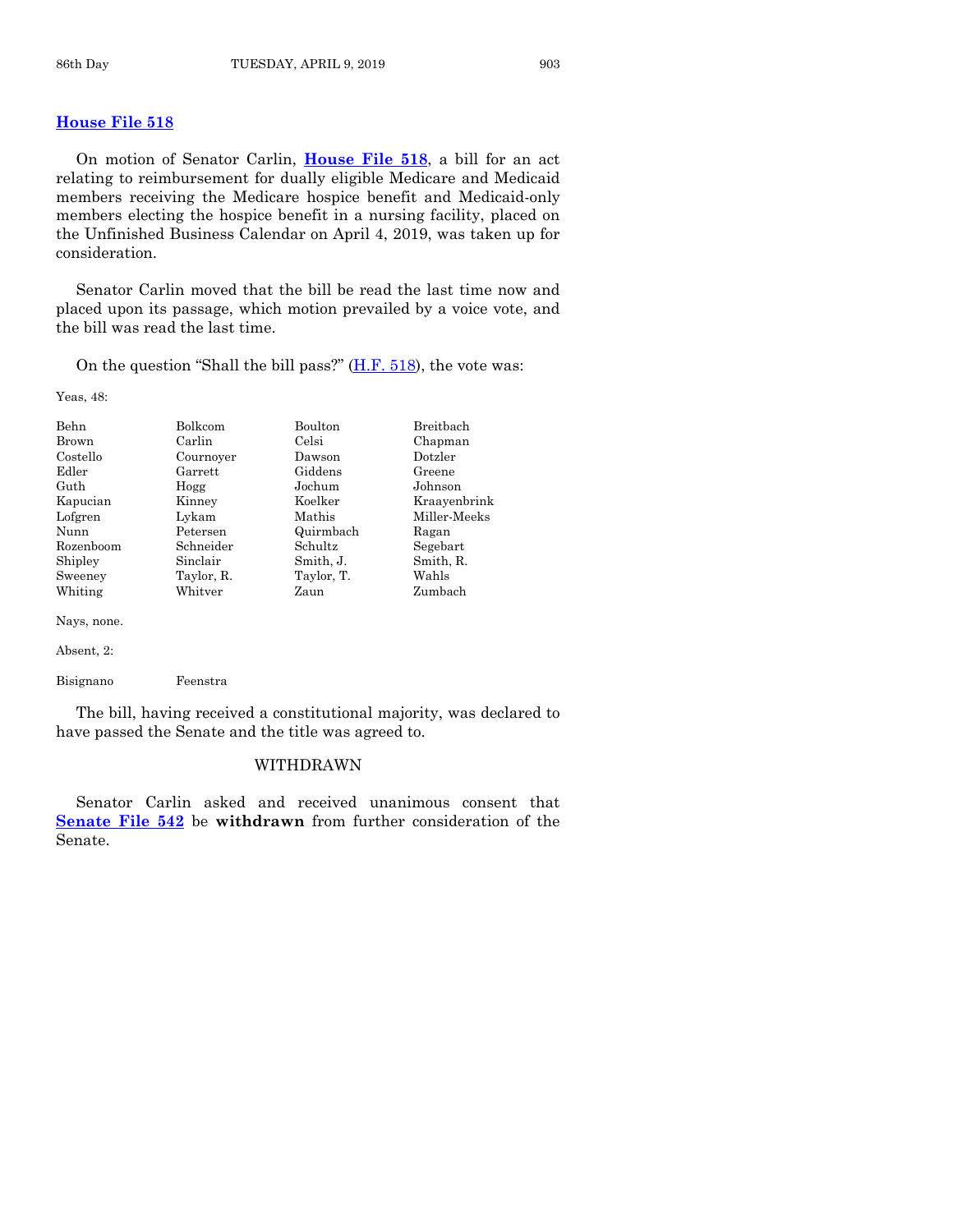## House File 518

On motion of Senator Carlin, **House File 518**, a bill for an act relating to reimbursement for dually eligible Medicare and Medicaid members receiving the Medicare hospice benefit and Medicaid-only members electing the hospice benefit in a nursing facility, placed on the Unfinished Business Calendar on April 4, 2019, was taken up for consideration.

Senator Carlin moved that the bill be read the last time now and placed upon its passage, which motion prevailed by a voice vote, and the bill was read the last time.

On the question "Shall the bill pass?" (H.F. 518), the vote was:

Yeas, 48:

| | | | |
|---|---|---|---|
| Behn | Bolkcom | Boulton | Breitbach |
| Brown | Carlin | Celsi | Chapman |
| Costello | Cournoyer | Dawson | Dotzler |
| Edler | Garrett | Giddens | Greene |
| Guth | Hogg | Jochum | Johnson |
| Kapucian | Kinney | Koelker | Kraayenbrink |
| Lofgren | Lykam | Mathis | Miller-Meeks |
| Nunn | Petersen | Quirmbach | Ragan |
| Rozenboom | Schneider | Schultz | Segebart |
| Shipley | Sinclair | Smith, J. | Smith, R. |
| Sweeney | Taylor, R. | Taylor, T. | Wahls |
| Whiting | Whitver | Zaun | Zumbach |

Nays, none.

Absent, 2:

| | |
|---|---|
| Bisignano | Feenstra |

The bill, having received a constitutional majority, was declared to have passed the Senate and the title was agreed to.

### WITHDRAWN

Senator Carlin asked and received unanimous consent that **Senate File 542** be **withdrawn** from further consideration of the Senate.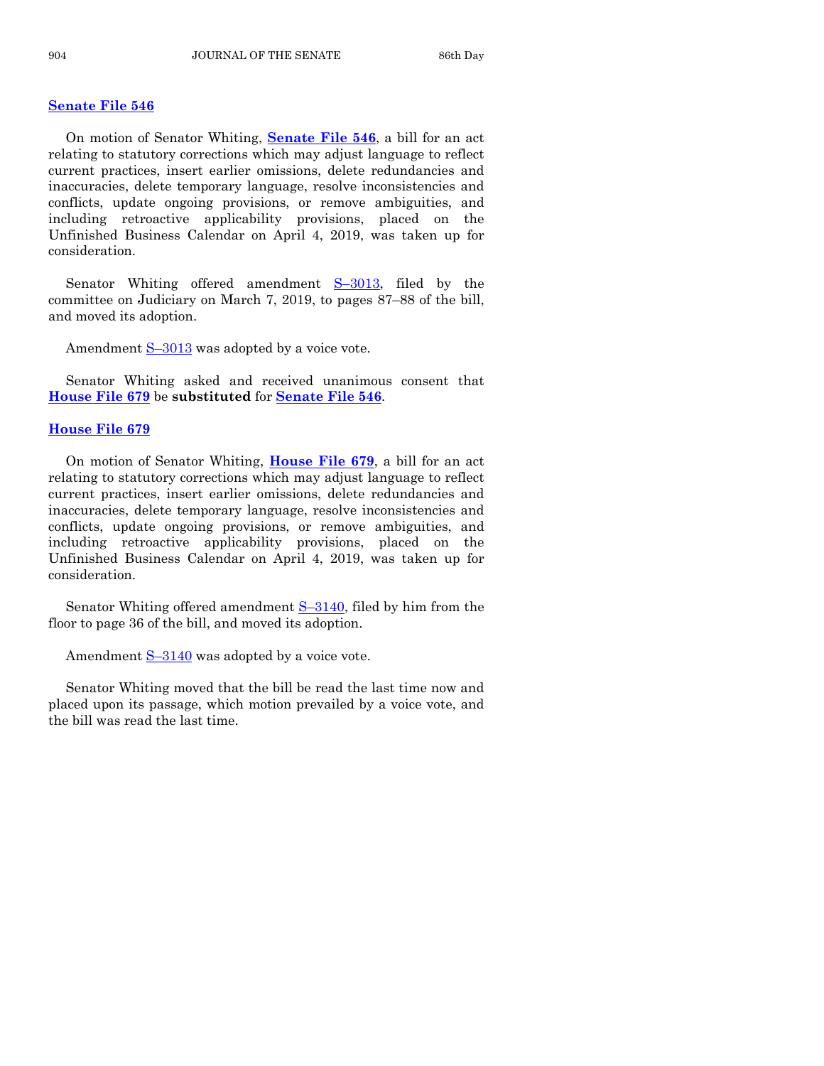**Senate File 546**

On motion of Senator Whiting, **Senate File 546**, a bill for an act relating to statutory corrections which may adjust language to reflect current practices, insert earlier omissions, delete redundancies and inaccuracies, delete temporary language, resolve inconsistencies and conflicts, update ongoing provisions, or remove ambiguities, and including retroactive applicability provisions, placed on the Unfinished Business Calendar on April 4, 2019, was taken up for consideration.

Senator Whiting offered amendment S–3013, filed by the committee on Judiciary on March 7, 2019, to pages 87–88 of the bill, and moved its adoption.

Amendment S–3013 was adopted by a voice vote.

Senator Whiting asked and received unanimous consent that **House File 679** be **substituted** for **Senate File 546**.

**House File 679**

On motion of Senator Whiting, **House File 679**, a bill for an act relating to statutory corrections which may adjust language to reflect current practices, insert earlier omissions, delete redundancies and inaccuracies, delete temporary language, resolve inconsistencies and conflicts, update ongoing provisions, or remove ambiguities, and including retroactive applicability provisions, placed on the Unfinished Business Calendar on April 4, 2019, was taken up for consideration.

Senator Whiting offered amendment S–3140, filed by him from the floor to page 36 of the bill, and moved its adoption.

Amendment S–3140 was adopted by a voice vote.

Senator Whiting moved that the bill be read the last time now and placed upon its passage, which motion prevailed by a voice vote, and the bill was read the last time.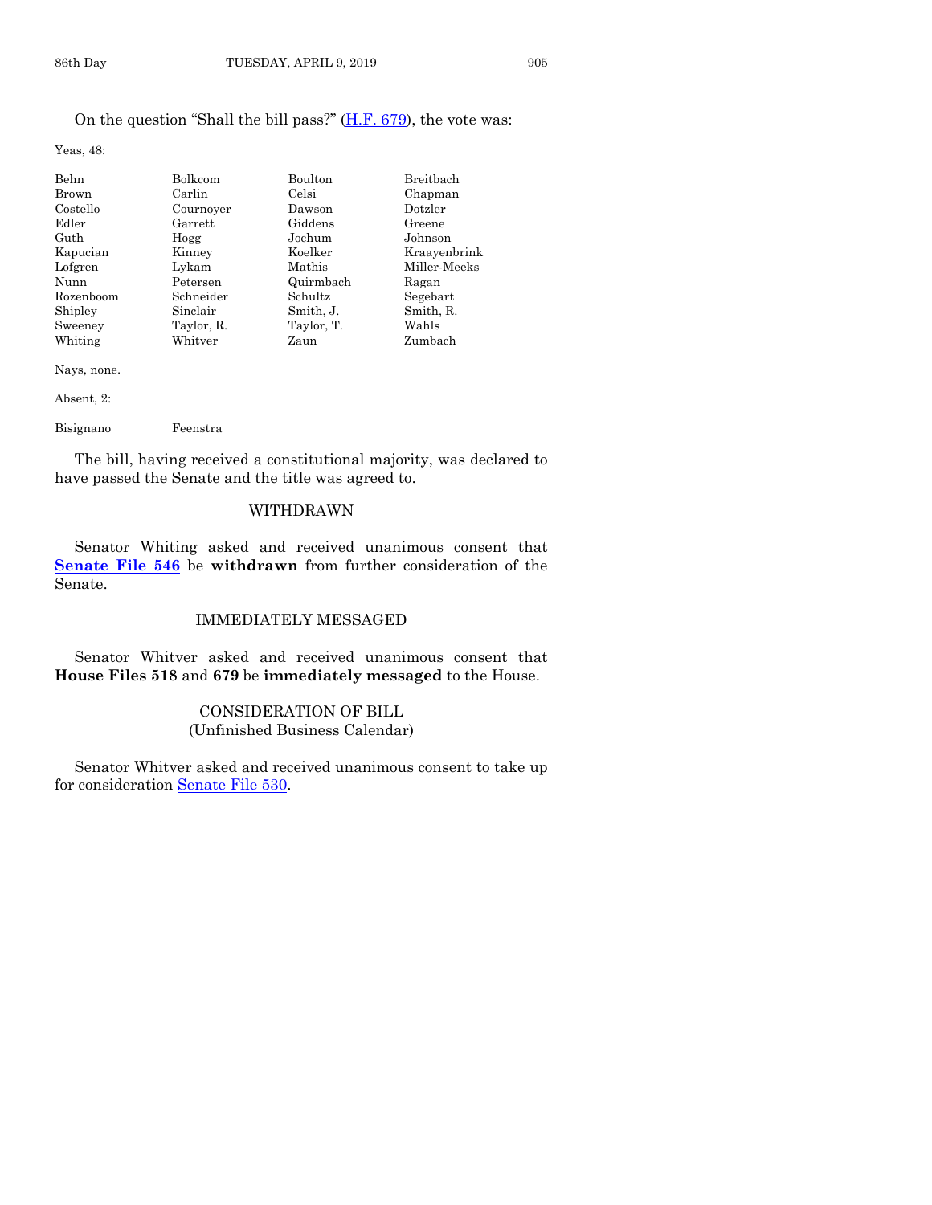On the question "Shall the bill pass?" (H.F. 679), the vote was:

Yeas, 48:

| | | | |
|---|---|---|---|
| Behn | Bolkcom | Boulton | Breitbach |
| Brown | Carlin | Celsi | Chapman |
| Costello | Cournoyer | Dawson | Dotzler |
| Edler | Garrett | Giddens | Greene |
| Guth | Hogg | Jochum | Johnson |
| Kapucian | Kinney | Koelker | Kraayenbrink |
| Lofgren | Lykam | Mathis | Miller-Meeks |
| Nunn | Petersen | Quirmbach | Ragan |
| Rozenboom | Schneider | Schultz | Segebart |
| Shipley | Sinclair | Smith, J. | Smith, R. |
| Sweeney | Taylor, R. | Taylor, T. | Wahls |
| Whiting | Whitver | Zaun | Zumbach |

Nays, none.

Absent, 2:

| | |
|---|---|
| Bisignano | Feenstra |

The bill, having received a constitutional majority, was declared to have passed the Senate and the title was agreed to.

## WITHDRAWN

Senator Whiting asked and received unanimous consent that **Senate File 546** be **withdrawn** from further consideration of the Senate.

## IMMEDIATELY MESSAGED

Senator Whitver asked and received unanimous consent that **House Files 518** and **679** be **immediately messaged** to the House.

## CONSIDERATION OF BILL
(Unfinished Business Calendar)

Senator Whitver asked and received unanimous consent to take up for consideration Senate File 530.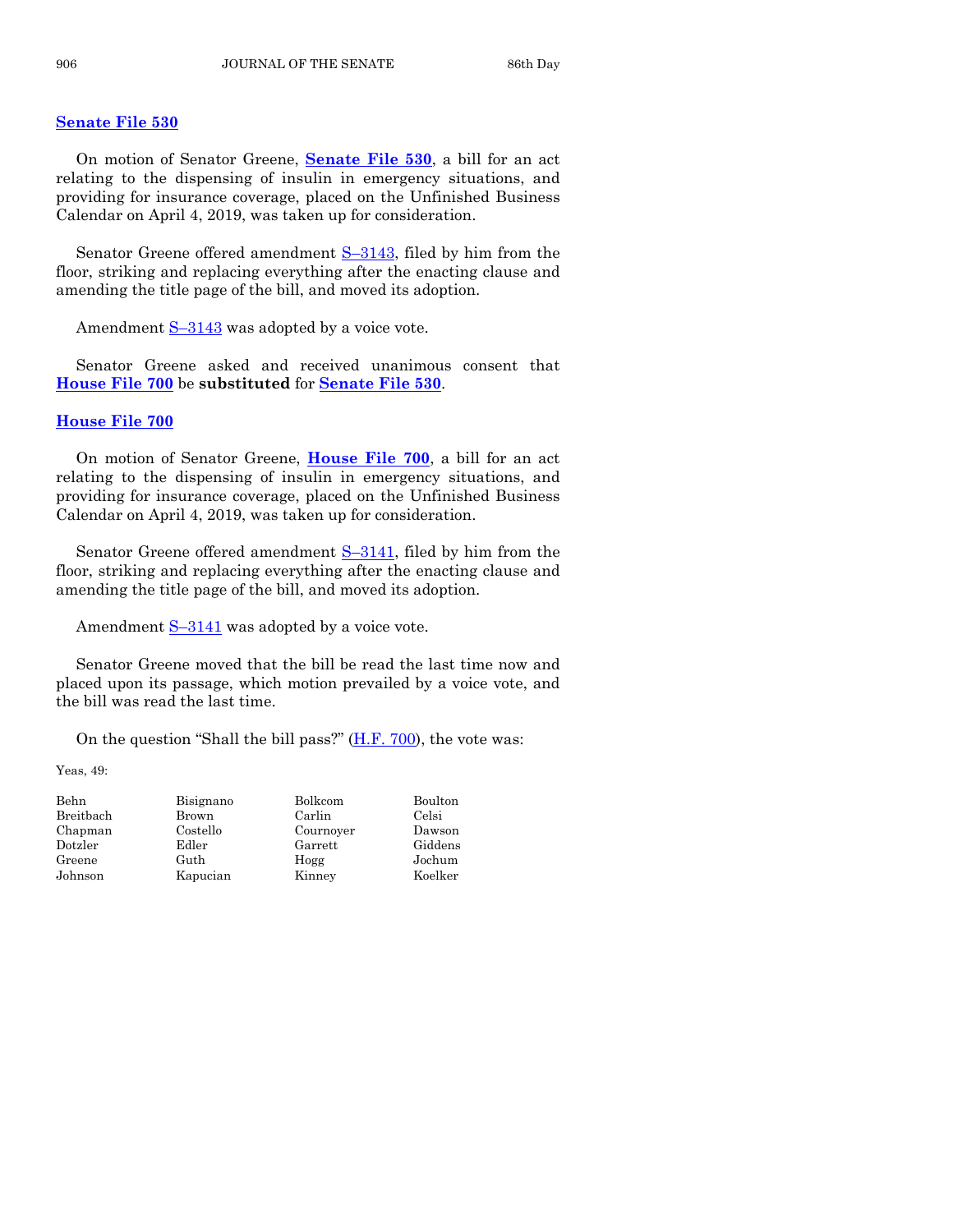## Senate File 530

On motion of Senator Greene, **Senate File 530**, a bill for an act relating to the dispensing of insulin in emergency situations, and providing for insurance coverage, placed on the Unfinished Business Calendar on April 4, 2019, was taken up for consideration.

Senator Greene offered amendment S–3143, filed by him from the floor, striking and replacing everything after the enacting clause and amending the title page of the bill, and moved its adoption.

Amendment S–3143 was adopted by a voice vote.

Senator Greene asked and received unanimous consent that **House File 700** be **substituted** for **Senate File 530**.

## House File 700

On motion of Senator Greene, **House File 700**, a bill for an act relating to the dispensing of insulin in emergency situations, and providing for insurance coverage, placed on the Unfinished Business Calendar on April 4, 2019, was taken up for consideration.

Senator Greene offered amendment S–3141, filed by him from the floor, striking and replacing everything after the enacting clause and amending the title page of the bill, and moved its adoption.

Amendment S–3141 was adopted by a voice vote.

Senator Greene moved that the bill be read the last time now and placed upon its passage, which motion prevailed by a voice vote, and the bill was read the last time.

On the question "Shall the bill pass?" (H.F. 700), the vote was:

Yeas, 49:

| | | | |
|---|---|---|---|
| Behn | Bisignano | Bolkcom | Boulton |
| Breitbach | Brown | Carlin | Celsi |
| Chapman | Costello | Cournoyer | Dawson |
| Dotzler | Edler | Garrett | Giddens |
| Greene | Guth | Hogg | Jochum |
| Johnson | Kapucian | Kinney | Koelker |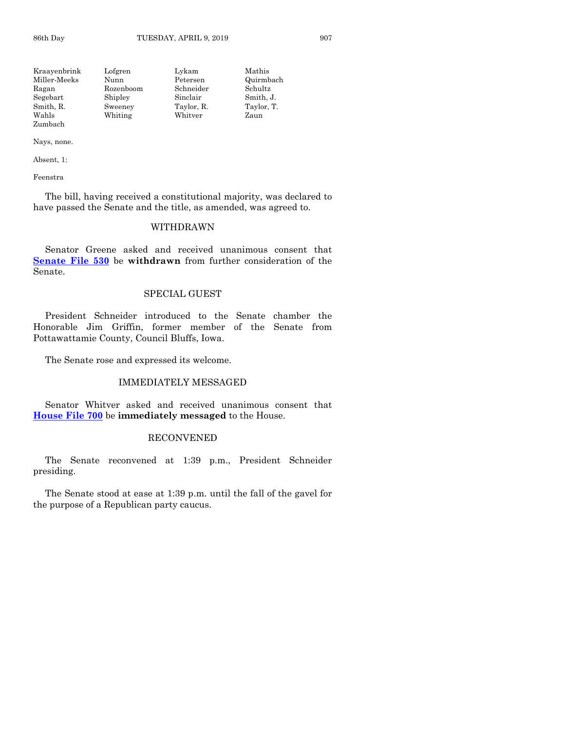| | | | |
|---|---|---|---|
| Kraayenbrink | Lofgren | Lykam | Mathis |
| Miller-Meeks | Nunn | Petersen | Quirmbach |
| Ragan | Rozenboom | Schneider | Schultz |
| Segebart | Shipley | Sinclair | Smith, J. |
| Smith, R. | Sweeney | Taylor, R. | Taylor, T. |
| Wahls | Whiting | Whitver | Zaun |
| Zumbach | | | |

Nays, none.

Absent, 1:

Feenstra

The bill, having received a constitutional majority, was declared to have passed the Senate and the title, as amended, was agreed to.

## WITHDRAWN

Senator Greene asked and received unanimous consent that **Senate File 530** be **withdrawn** from further consideration of the Senate.

## SPECIAL GUEST

President Schneider introduced to the Senate chamber the Honorable Jim Griffin, former member of the Senate from Pottawattamie County, Council Bluffs, Iowa.

The Senate rose and expressed its welcome.

## IMMEDIATELY MESSAGED

Senator Whitver asked and received unanimous consent that **House File 700** be **immediately messaged** to the House.

## RECONVENED

The Senate reconvened at 1:39 p.m., President Schneider presiding.

The Senate stood at ease at 1:39 p.m. until the fall of the gavel for the purpose of a Republican party caucus.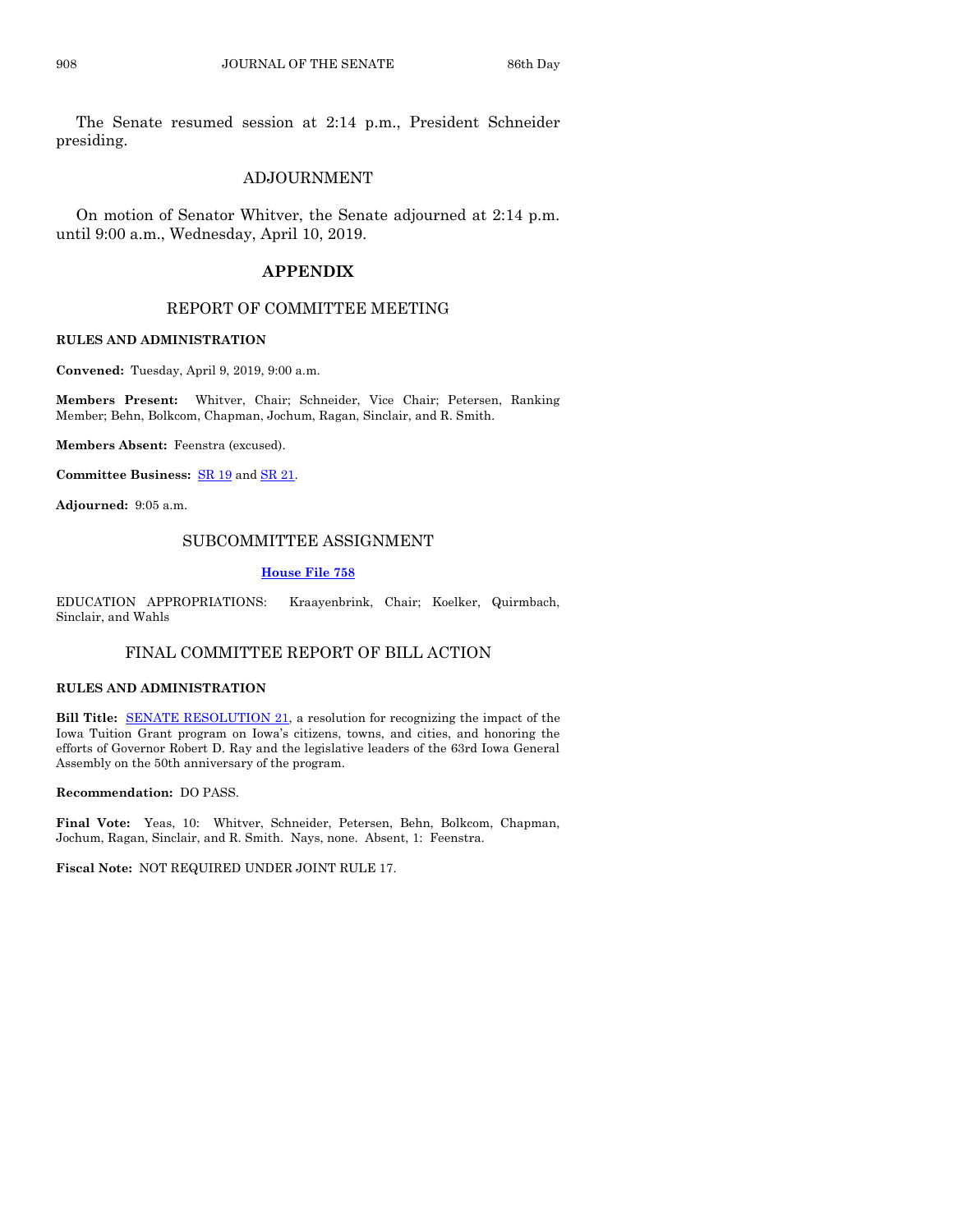The Senate resumed session at 2:14 p.m., President Schneider presiding.

## ADJOURNMENT

On motion of Senator Whitver, the Senate adjourned at 2:14 p.m. until 9:00 a.m., Wednesday, April 10, 2019.

# APPENDIX

## REPORT OF COMMITTEE MEETING

**RULES AND ADMINISTRATION**

**Convened:** Tuesday, April 9, 2019, 9:00 a.m.

**Members Present:** Whitver, Chair; Schneider, Vice Chair; Petersen, Ranking Member; Behn, Bolkcom, Chapman, Jochum, Ragan, Sinclair, and R. Smith.

**Members Absent:** Feenstra (excused).

**Committee Business:** SR 19 and SR 21.

**Adjourned:** 9:05 a.m.

## SUBCOMMITTEE ASSIGNMENT

**House File 758**

EDUCATION APPROPRIATIONS: Kraayenbrink, Chair; Koelker, Quirmbach, Sinclair, and Wahls

## FINAL COMMITTEE REPORT OF BILL ACTION

**RULES AND ADMINISTRATION**

**Bill Title:** SENATE RESOLUTION 21, a resolution for recognizing the impact of the Iowa Tuition Grant program on Iowa's citizens, towns, and cities, and honoring the efforts of Governor Robert D. Ray and the legislative leaders of the 63rd Iowa General Assembly on the 50th anniversary of the program.

**Recommendation:** DO PASS.

**Final Vote:** Yeas, 10: Whitver, Schneider, Petersen, Behn, Bolkcom, Chapman, Jochum, Ragan, Sinclair, and R. Smith. Nays, none. Absent, 1: Feenstra.

**Fiscal Note:** NOT REQUIRED UNDER JOINT RULE 17.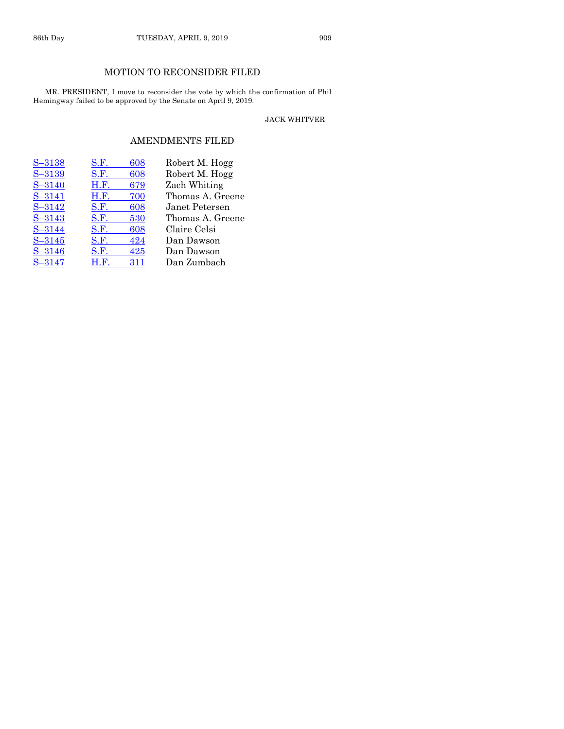## MOTION TO RECONSIDER FILED

MR. PRESIDENT, I move to reconsider the vote by which the confirmation of Phil Hemingway failed to be approved by the Senate on April 9, 2019.

JACK WHITVER

## AMENDMENTS FILED

| | | |
|---|---|---|
| S–3138 | S.F. 608 | Robert M. Hogg |
| S–3139 | S.F. 608 | Robert M. Hogg |
| S–3140 | H.F. 679 | Zach Whiting |
| S–3141 | H.F. 700 | Thomas A. Greene |
| S–3142 | S.F. 608 | Janet Petersen |
| S–3143 | S.F. 530 | Thomas A. Greene |
| S–3144 | S.F. 608 | Claire Celsi |
| S–3145 | S.F. 424 | Dan Dawson |
| S–3146 | S.F. 425 | Dan Dawson |
| S–3147 | H.F. 311 | Dan Zumbach |